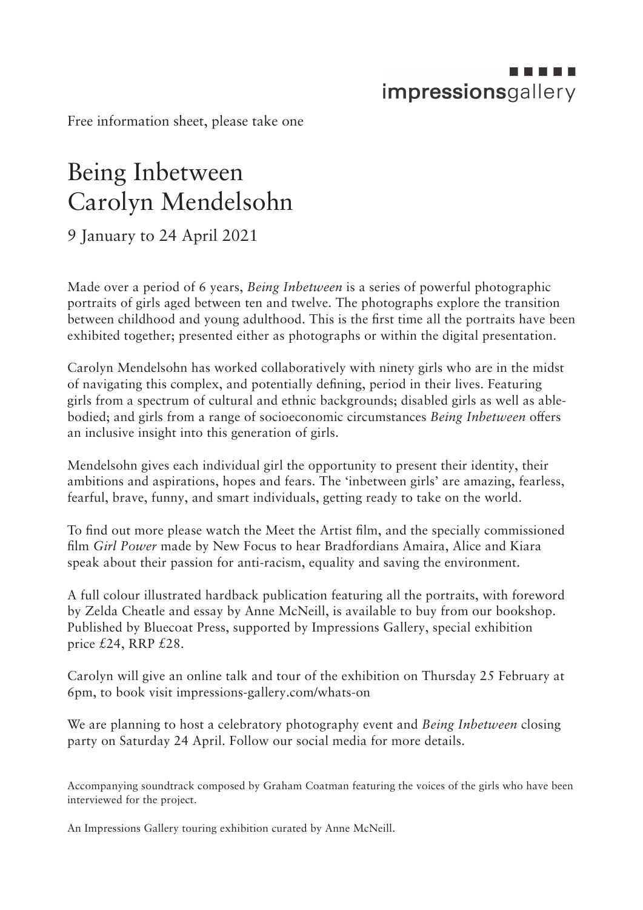impressionsgallery

Free information sheet, please take one

# Being Inbetween
# Carolyn Mendelsohn

9 January to 24 April 2021

Made over a period of 6 years, *Being Inbetween* is a series of powerful photographic portraits of girls aged between ten and twelve. The photographs explore the transition between childhood and young adulthood. This is the first time all the portraits have been exhibited together; presented either as photographs or within the digital presentation.

Carolyn Mendelsohn has worked collaboratively with ninety girls who are in the midst of navigating this complex, and potentially defining, period in their lives. Featuring girls from a spectrum of cultural and ethnic backgrounds; disabled girls as well as able-bodied; and girls from a range of socioeconomic circumstances *Being Inbetween* offers an inclusive insight into this generation of girls.

Mendelsohn gives each individual girl the opportunity to present their identity, their ambitions and aspirations, hopes and fears. The 'inbetween girls' are amazing, fearless, fearful, brave, funny, and smart individuals, getting ready to take on the world.

To find out more please watch the Meet the Artist film, and the specially commissioned film *Girl Power* made by New Focus to hear Bradfordians Amaira, Alice and Kiara speak about their passion for anti-racism, equality and saving the environment.

A full colour illustrated hardback publication featuring all the portraits, with foreword by Zelda Cheatle and essay by Anne McNeill, is available to buy from our bookshop. Published by Bluecoat Press, supported by Impressions Gallery, special exhibition price £24, RRP £28.

Carolyn will give an online talk and tour of the exhibition on Thursday 25 February at 6pm, to book visit impressions-gallery.com/whats-on

We are planning to host a celebratory photography event and *Being Inbetween* closing party on Saturday 24 April. Follow our social media for more details.

Accompanying soundtrack composed by Graham Coatman featuring the voices of the girls who have been interviewed for the project.

An Impressions Gallery touring exhibition curated by Anne McNeill.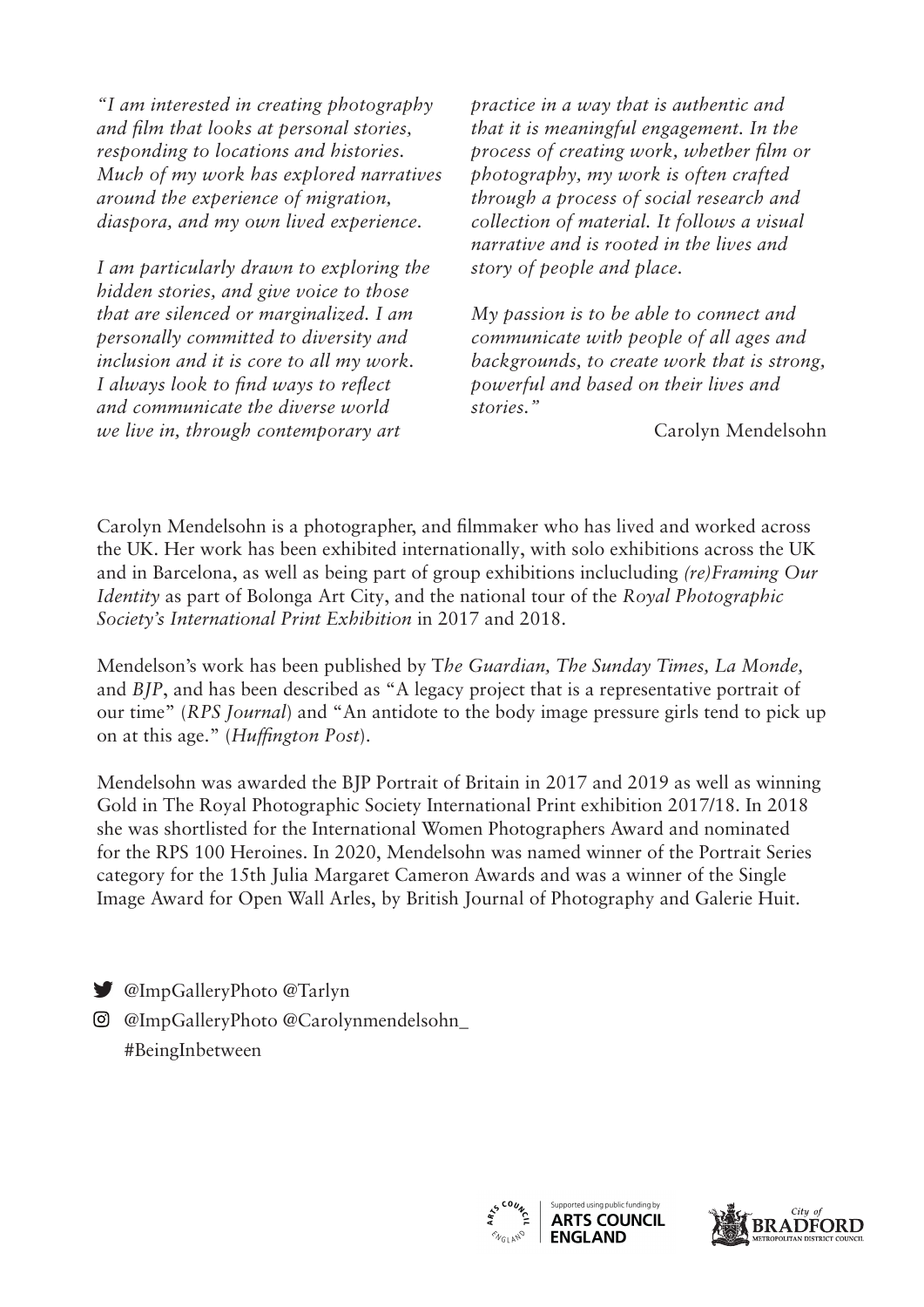*"I am interested in creating photography and film that looks at personal stories, responding to locations and histories. Much of my work has explored narratives around the experience of migration, diaspora, and my own lived experience.*

*I am particularly drawn to exploring the hidden stories, and give voice to those that are silenced or marginalized. I am personally committed to diversity and inclusion and it is core to all my work. I always look to find ways to reflect and communicate the diverse world we live in, through contemporary art practice in a way that is authentic and that it is meaningful engagement. In the process of creating work, whether film or photography, my work is often crafted through a process of social research and collection of material. It follows a visual narrative and is rooted in the lives and story of people and place.*

*My passion is to be able to connect and communicate with people of all ages and backgrounds, to create work that is strong, powerful and based on their lives and stories."*

Carolyn Mendelsohn

Carolyn Mendelsohn is a photographer, and filmmaker who has lived and worked across the UK. Her work has been exhibited internationally, with solo exhibitions across the UK and in Barcelona, as well as being part of group exhibitions inclucluding *(re)Framing Our Identity* as part of Bolonga Art City, and the national tour of the *Royal Photographic Society's International Print Exhibition* in 2017 and 2018.

Mendelson's work has been published by T*he Guardian, The Sunday Times, La Monde,* and *BJP*, and has been described as "A legacy project that is a representative portrait of our time" (*RPS Journal*) and "An antidote to the body image pressure girls tend to pick up on at this age." (*Huffington Post*).

Mendelsohn was awarded the BJP Portrait of Britain in 2017 and 2019 as well as winning Gold in The Royal Photographic Society International Print exhibition 2017/18. In 2018 she was shortlisted for the International Women Photographers Award and nominated for the RPS 100 Heroines. In 2020, Mendelsohn was named winner of the Portrait Series category for the 15th Julia Margaret Cameron Awards and was a winner of the Single Image Award for Open Wall Arles, by British Journal of Photography and Galerie Huit.

@ImpGalleryPhoto @Tarlyn

@ImpGalleryPhoto @Carolynmendelsohn_

#BeingInbetween

Supported using public funding by ARTS COUNCIL ENGLAND

City of BRADFORD METROPOLITAN DISTRICT COUNCIL